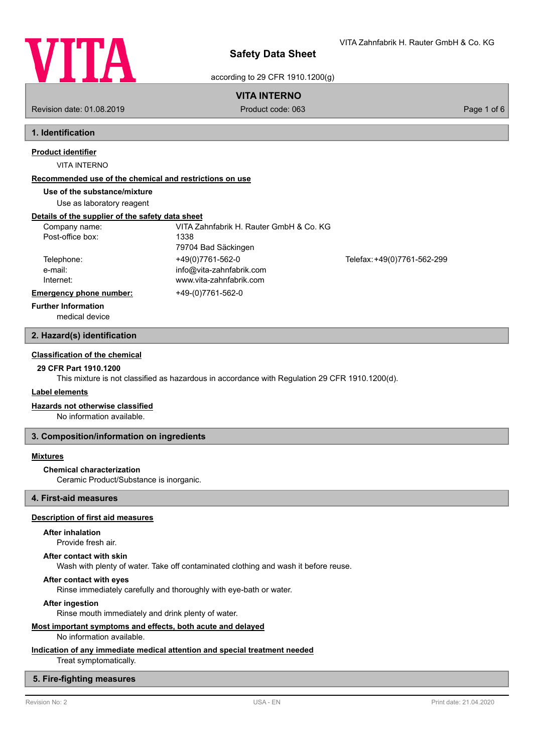# Safety Data Sheet

according to 29 CFR 1910.1200(g)

VITA Zahnfabrik H. Rauter GmbH & Co. KG

**VITA INTERNO**

Revision date: 01.08.2019 | Product code: 063

## 1. Identification

**Product identifier**

VITA INTERNO

**Recommended use of the chemical and restrictions on use**

**Use of the substance/mixture**

Use as laboratory reagent

**Details of the supplier of the safety data sheet**

| | | |
|---|---|---|
| Company name: | VITA Zahnfabrik H. Rauter GmbH & Co. KG | |
| Post-office box: | 1338 | |
| | 79704 Bad Säckingen | |
| Telephone: | +49(0)7761-562-0 | Telefax: +49(0)7761-562-299 |
| e-mail: | info@vita-zahnfabrik.com | |
| Internet: | www.vita-zahnfabrik.com | |

**Emergency phone number:** +49-(0)7761-562-0

**Further Information**

medical device

## 2. Hazard(s) identification

**Classification of the chemical**

**29 CFR Part 1910.1200**

This mixture is not classified as hazardous in accordance with Regulation 29 CFR 1910.1200(d).

**Label elements**

**Hazards not otherwise classified**

No information available.

## 3. Composition/information on ingredients

**Mixtures**

**Chemical characterization**

Ceramic Product/Substance is inorganic.

## 4. First-aid measures

**Description of first aid measures**

**After inhalation**

Provide fresh air.

**After contact with skin**

Wash with plenty of water. Take off contaminated clothing and wash it before reuse.

**After contact with eyes**

Rinse immediately carefully and thoroughly with eye-bath or water.

**After ingestion**

Rinse mouth immediately and drink plenty of water.

**Most important symptoms and effects, both acute and delayed**

No information available.

**Indication of any immediate medical attention and special treatment needed**

Treat symptomatically.

## 5. Fire-fighting measures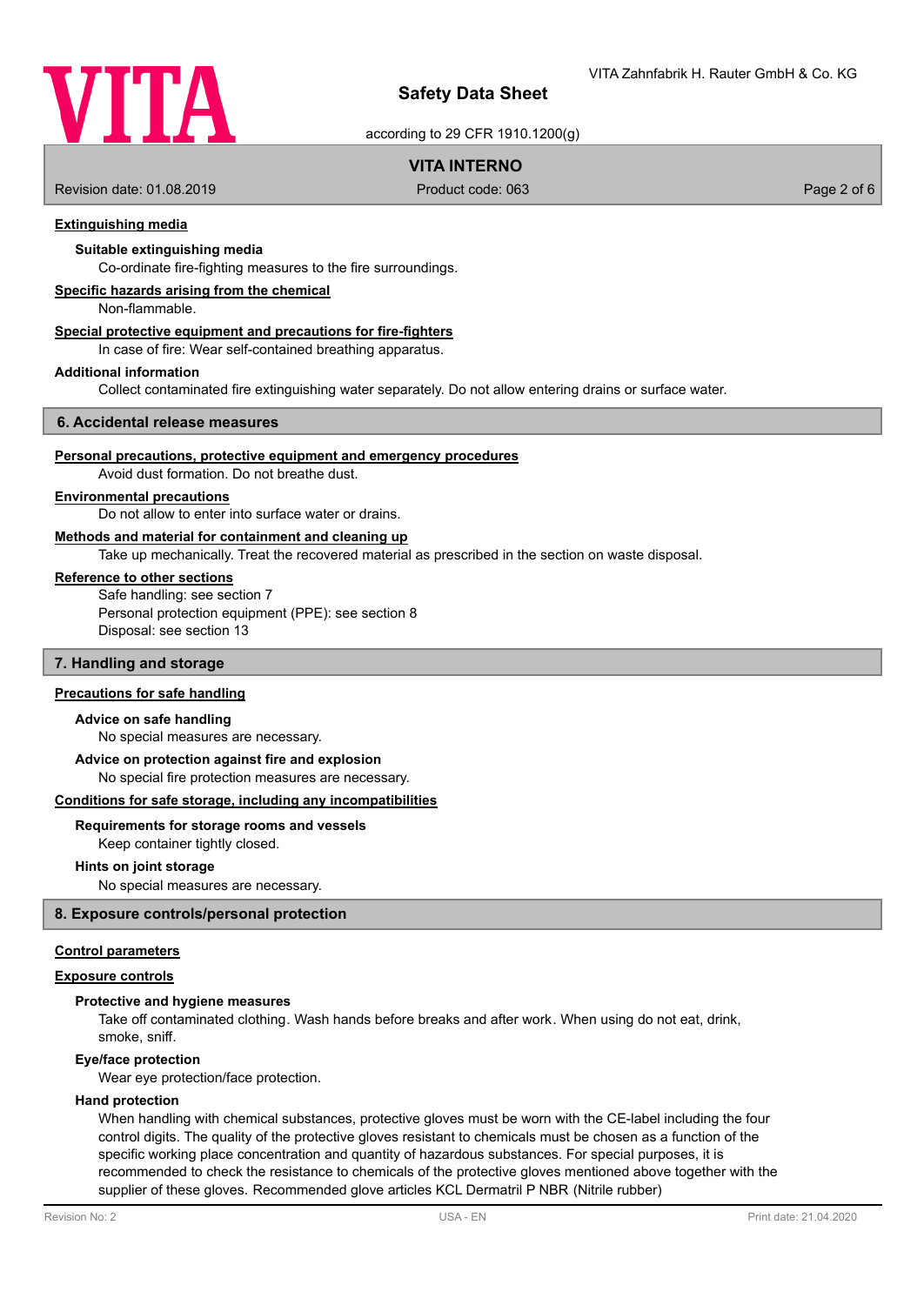#### Extinguishing media

**Suitable extinguishing media**

Co-ordinate fire-fighting measures to the fire surroundings.

#### Specific hazards arising from the chemical

Non-flammable.

#### Special protective equipment and precautions for fire-fighters

In case of fire: Wear self-contained breathing apparatus.

#### Additional information

Collect contaminated fire extinguishing water separately. Do not allow entering drains or surface water.

## 6. Accidental release measures

#### Personal precautions, protective equipment and emergency procedures

Avoid dust formation. Do not breathe dust.

#### Environmental precautions

Do not allow to enter into surface water or drains.

#### Methods and material for containment and cleaning up

Take up mechanically. Treat the recovered material as prescribed in the section on waste disposal.

#### Reference to other sections

Safe handling: see section 7
Personal protection equipment (PPE): see section 8
Disposal: see section 13

## 7. Handling and storage

#### Precautions for safe handling

**Advice on safe handling**

No special measures are necessary.

**Advice on protection against fire and explosion**

No special fire protection measures are necessary.

#### Conditions for safe storage, including any incompatibilities

**Requirements for storage rooms and vessels**

Keep container tightly closed.

**Hints on joint storage**

No special measures are necessary.

## 8. Exposure controls/personal protection

#### Control parameters

#### Exposure controls

**Protective and hygiene measures**

Take off contaminated clothing. Wash hands before breaks and after work. When using do not eat, drink, smoke, sniff.

**Eye/face protection**

Wear eye protection/face protection.

**Hand protection**

When handling with chemical substances, protective gloves must be worn with the CE-label including the four control digits. The quality of the protective gloves resistant to chemicals must be chosen as a function of the specific working place concentration and quantity of hazardous substances. For special purposes, it is recommended to check the resistance to chemicals of the protective gloves mentioned above together with the supplier of these gloves. Recommended glove articles KCL Dermatril P NBR (Nitrile rubber)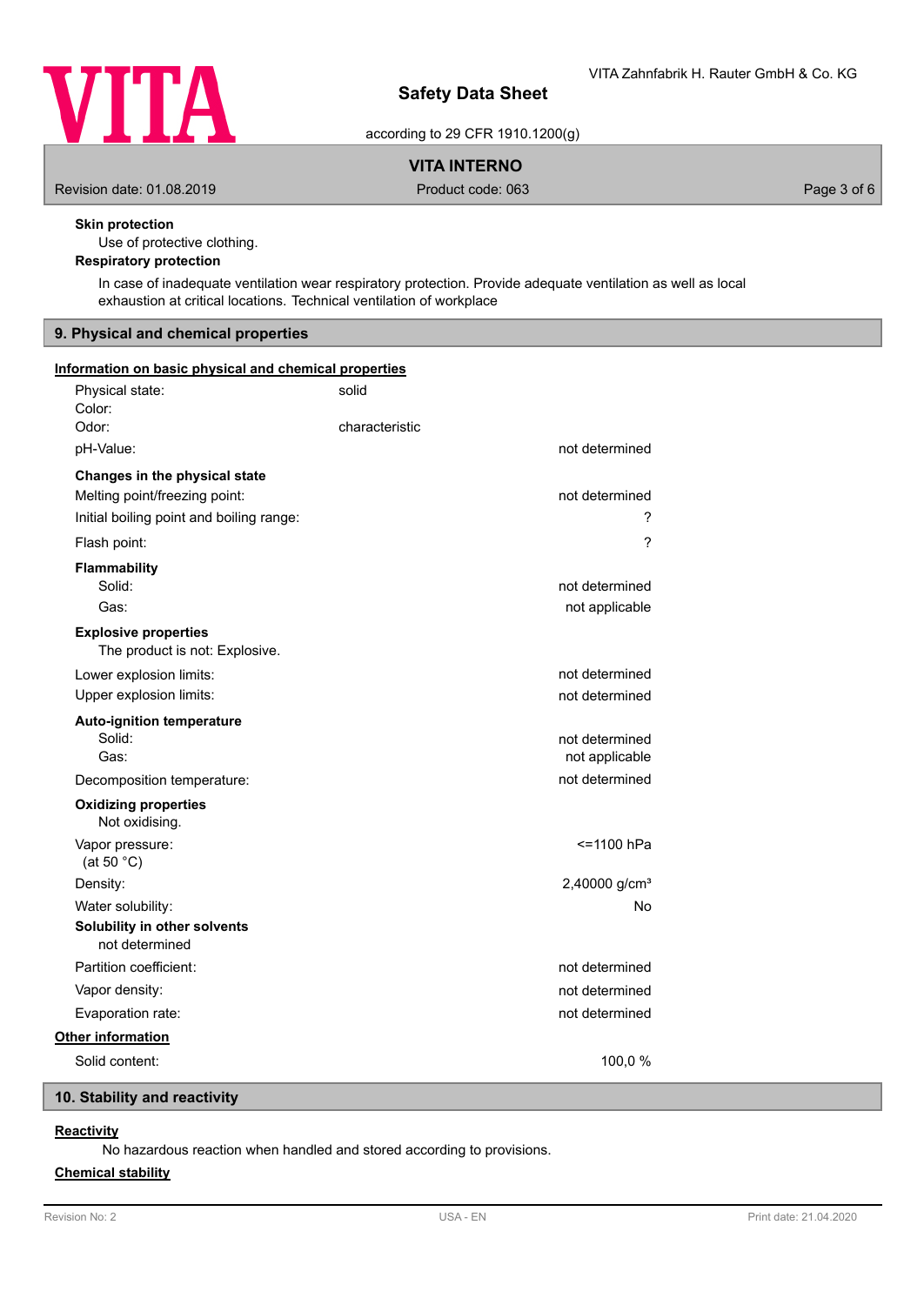**Skin protection**

Use of protective clothing.

**Respiratory protection**

In case of inadequate ventilation wear respiratory protection. Provide adequate ventilation as well as local exhaustion at critical locations. Technical ventilation of workplace

## 9. Physical and chemical properties

**Information on basic physical and chemical properties**

| | |
|---|---|
| Physical state: | solid |
| Color: | |
| Odor: | characteristic |
| pH-Value: | not determined |

**Changes in the physical state**

| | |
|---|---|
| Melting point/freezing point: | not determined |
| Initial boiling point and boiling range: | ? |
| Flash point: | ? |

**Flammability**

| | |
|---|---|
| Solid: | not determined |
| Gas: | not applicable |

**Explosive properties**

The product is not: Explosive.

| | |
|---|---|
| Lower explosion limits: | not determined |
| Upper explosion limits: | not determined |

**Auto-ignition temperature**

| | |
|---|---|
| Solid: | not determined |
| Gas: | not applicable |
| Decomposition temperature: | not determined |

**Oxidizing properties**

Not oxidising.

| | |
|---|---|
| Vapor pressure: (at 50 °C) | <=1100 hPa |
| Density: | 2,40000 g/cm³ |
| Water solubility: | No |

**Solubility in other solvents**

not determined

| | |
|---|---|
| Partition coefficient: | not determined |
| Vapor density: | not determined |
| Evaporation rate: | not determined |

**Other information**

| | |
|---|---|
| Solid content: | 100,0 % |

## 10. Stability and reactivity

**Reactivity**

No hazardous reaction when handled and stored according to provisions.

**Chemical stability**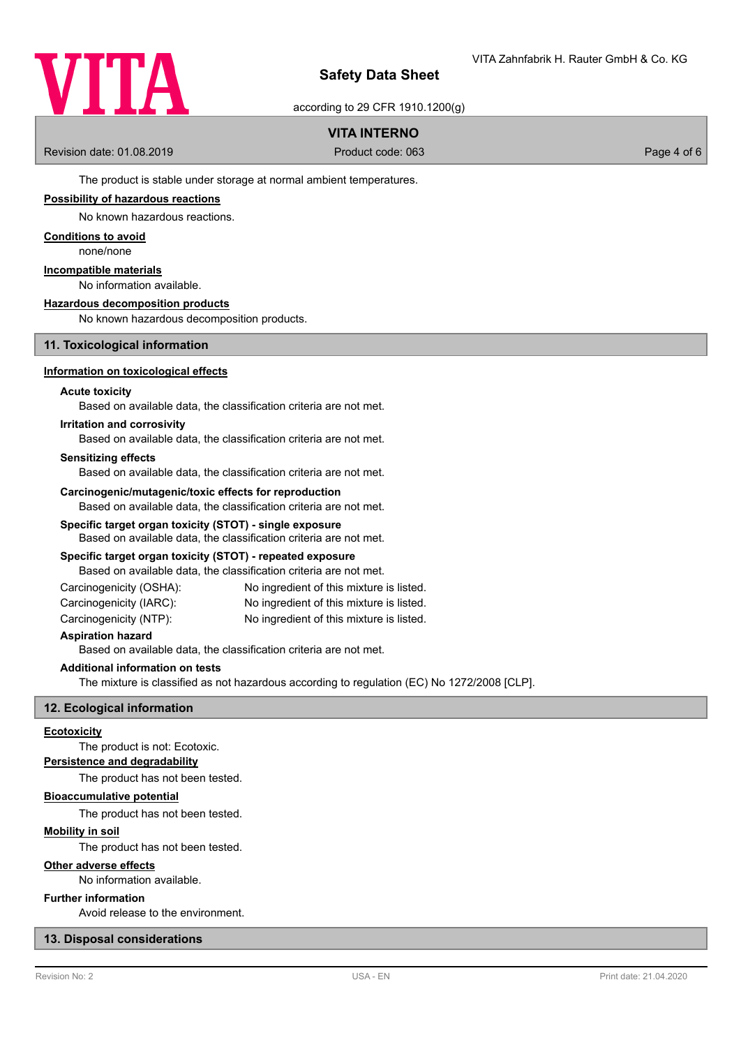The product is stable under storage at normal ambient temperatures.

**Possibility of hazardous reactions**

No known hazardous reactions.

**Conditions to avoid**

none/none

**Incompatible materials**

No information available.

**Hazardous decomposition products**

No known hazardous decomposition products.

## 11. Toxicological information

**Information on toxicological effects**

**Acute toxicity**

Based on available data, the classification criteria are not met.

**Irritation and corrosivity**

Based on available data, the classification criteria are not met.

**Sensitizing effects**

Based on available data, the classification criteria are not met.

**Carcinogenic/mutagenic/toxic effects for reproduction**

Based on available data, the classification criteria are not met.

**Specific target organ toxicity (STOT) - single exposure**

Based on available data, the classification criteria are not met.

**Specific target organ toxicity (STOT) - repeated exposure**

Based on available data, the classification criteria are not met.

| | |
|---|---|
| Carcinogenicity (OSHA): | No ingredient of this mixture is listed. |
| Carcinogenicity (IARC): | No ingredient of this mixture is listed. |
| Carcinogenicity (NTP): | No ingredient of this mixture is listed. |

**Aspiration hazard**

Based on available data, the classification criteria are not met.

**Additional information on tests**

The mixture is classified as not hazardous according to regulation (EC) No 1272/2008 [CLP].

## 12. Ecological information

**Ecotoxicity**

The product is not: Ecotoxic.

**Persistence and degradability**

The product has not been tested.

**Bioaccumulative potential**

The product has not been tested.

**Mobility in soil**

The product has not been tested.

**Other adverse effects**

No information available.

**Further information**

Avoid release to the environment.

## 13. Disposal considerations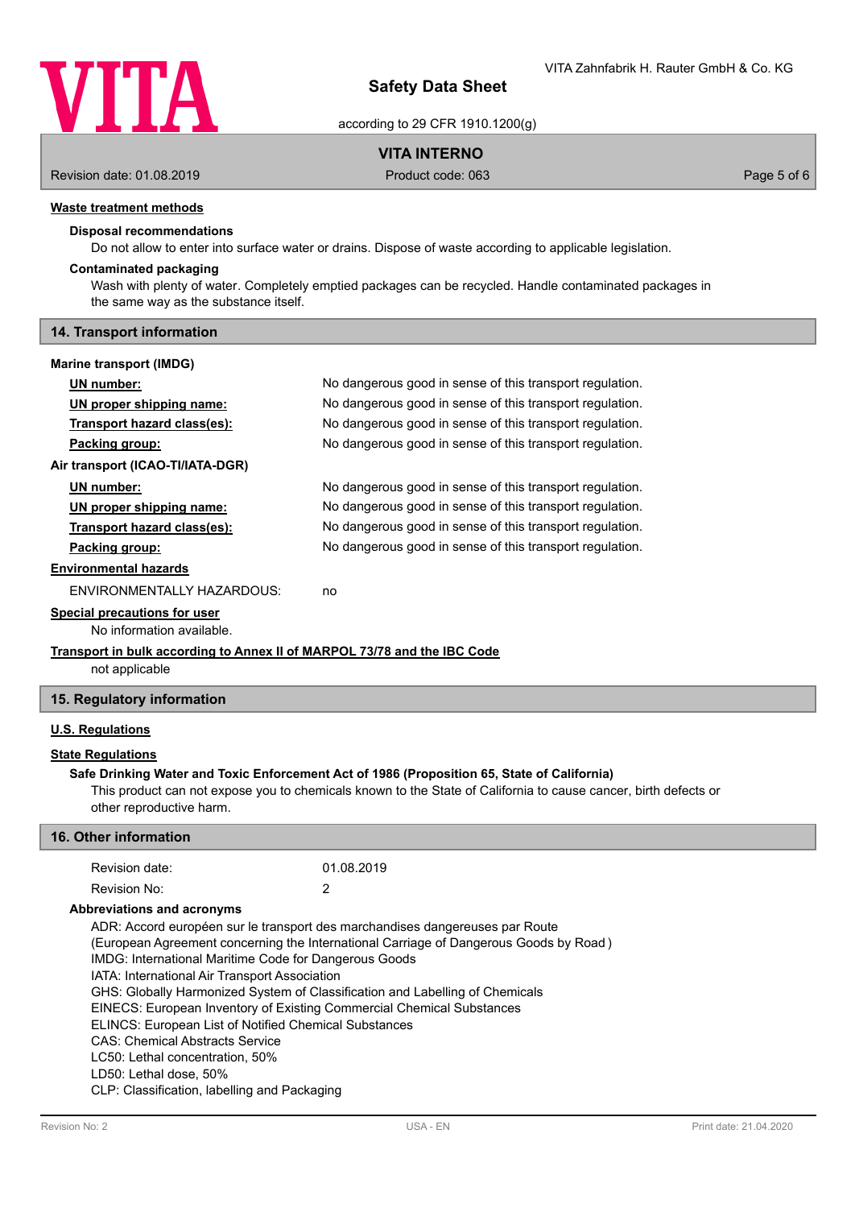#### Waste treatment methods

**Disposal recommendations**

Do not allow to enter into surface water or drains. Dispose of waste according to applicable legislation.

**Contaminated packaging**

Wash with plenty of water. Completely emptied packages can be recycled. Handle contaminated packages in the same way as the substance itself.

## 14. Transport information

**Marine transport (IMDG)**

| | |
|---|---|
| UN number: | No dangerous good in sense of this transport regulation. |
| UN proper shipping name: | No dangerous good in sense of this transport regulation. |
| Transport hazard class(es): | No dangerous good in sense of this transport regulation. |
| Packing group: | No dangerous good in sense of this transport regulation. |

**Air transport (ICAO-TI/IATA-DGR)**

| | |
|---|---|
| UN number: | No dangerous good in sense of this transport regulation. |
| UN proper shipping name: | No dangerous good in sense of this transport regulation. |
| Transport hazard class(es): | No dangerous good in sense of this transport regulation. |
| Packing group: | No dangerous good in sense of this transport regulation. |

#### Environmental hazards

ENVIRONMENTALLY HAZARDOUS: no

#### Special precautions for user

No information available.

#### Transport in bulk according to Annex II of MARPOL 73/78 and the IBC Code

not applicable

## 15. Regulatory information

#### U.S. Regulations

#### State Regulations

**Safe Drinking Water and Toxic Enforcement Act of 1986 (Proposition 65, State of California)**

This product can not expose you to chemicals known to the State of California to cause cancer, birth defects or other reproductive harm.

## 16. Other information

| | |
|---|---|
| Revision date: | 01.08.2019 |
| Revision No: | 2 |

**Abbreviations and acronyms**

ADR: Accord européen sur le transport des marchandises dangereuses par Route
(European Agreement concerning the International Carriage of Dangerous Goods by Road )
IMDG: International Maritime Code for Dangerous Goods
IATA: International Air Transport Association
GHS: Globally Harmonized System of Classification and Labelling of Chemicals
EINECS: European Inventory of Existing Commercial Chemical Substances
ELINCS: European List of Notified Chemical Substances
CAS: Chemical Abstracts Service
LC50: Lethal concentration, 50%
LD50: Lethal dose, 50%
CLP: Classification, labelling and Packaging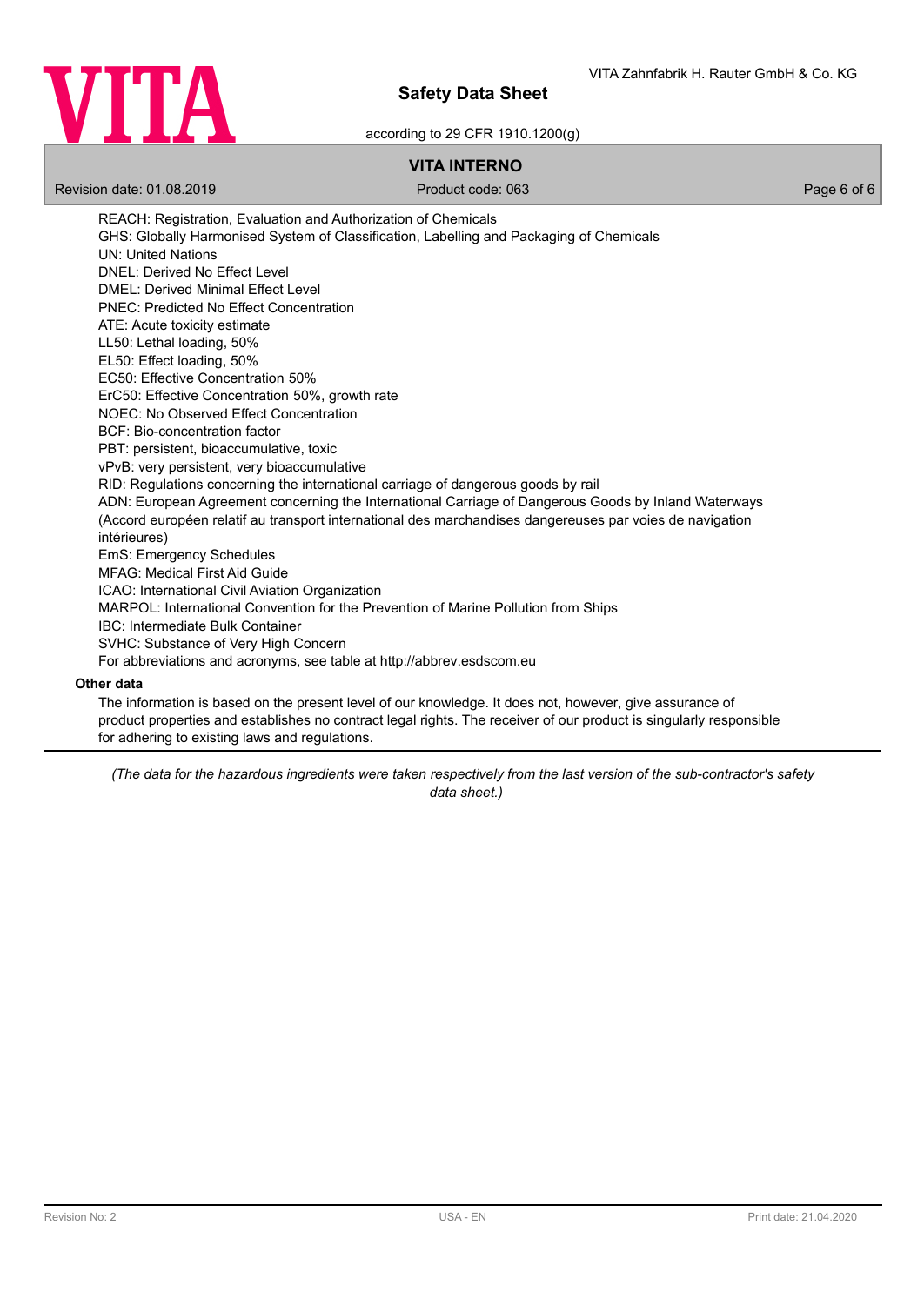REACH: Registration, Evaluation and Authorization of Chemicals
GHS: Globally Harmonised System of Classification, Labelling and Packaging of Chemicals
UN: United Nations
DNEL: Derived No Effect Level
DMEL: Derived Minimal Effect Level
PNEC: Predicted No Effect Concentration
ATE: Acute toxicity estimate
LL50: Lethal loading, 50%
EL50: Effect loading, 50%
EC50: Effective Concentration 50%
ErC50: Effective Concentration 50%, growth rate
NOEC: No Observed Effect Concentration
BCF: Bio-concentration factor
PBT: persistent, bioaccumulative, toxic
vPvB: very persistent, very bioaccumulative
RID: Regulations concerning the international carriage of dangerous goods by rail
ADN: European Agreement concerning the International Carriage of Dangerous Goods by Inland Waterways (Accord européen relatif au transport international des marchandises dangereuses par voies de navigation intérieures)
EmS: Emergency Schedules
MFAG: Medical First Aid Guide
ICAO: International Civil Aviation Organization
MARPOL: International Convention for the Prevention of Marine Pollution from Ships
IBC: Intermediate Bulk Container
SVHC: Substance of Very High Concern
For abbreviations and acronyms, see table at http://abbrev.esdscom.eu

**Other data**

The information is based on the present level of our knowledge. It does not, however, give assurance of product properties and establishes no contract legal rights. The receiver of our product is singularly responsible for adhering to existing laws and regulations.

*(The data for the hazardous ingredients were taken respectively from the last version of the sub-contractor's safety data sheet.)*